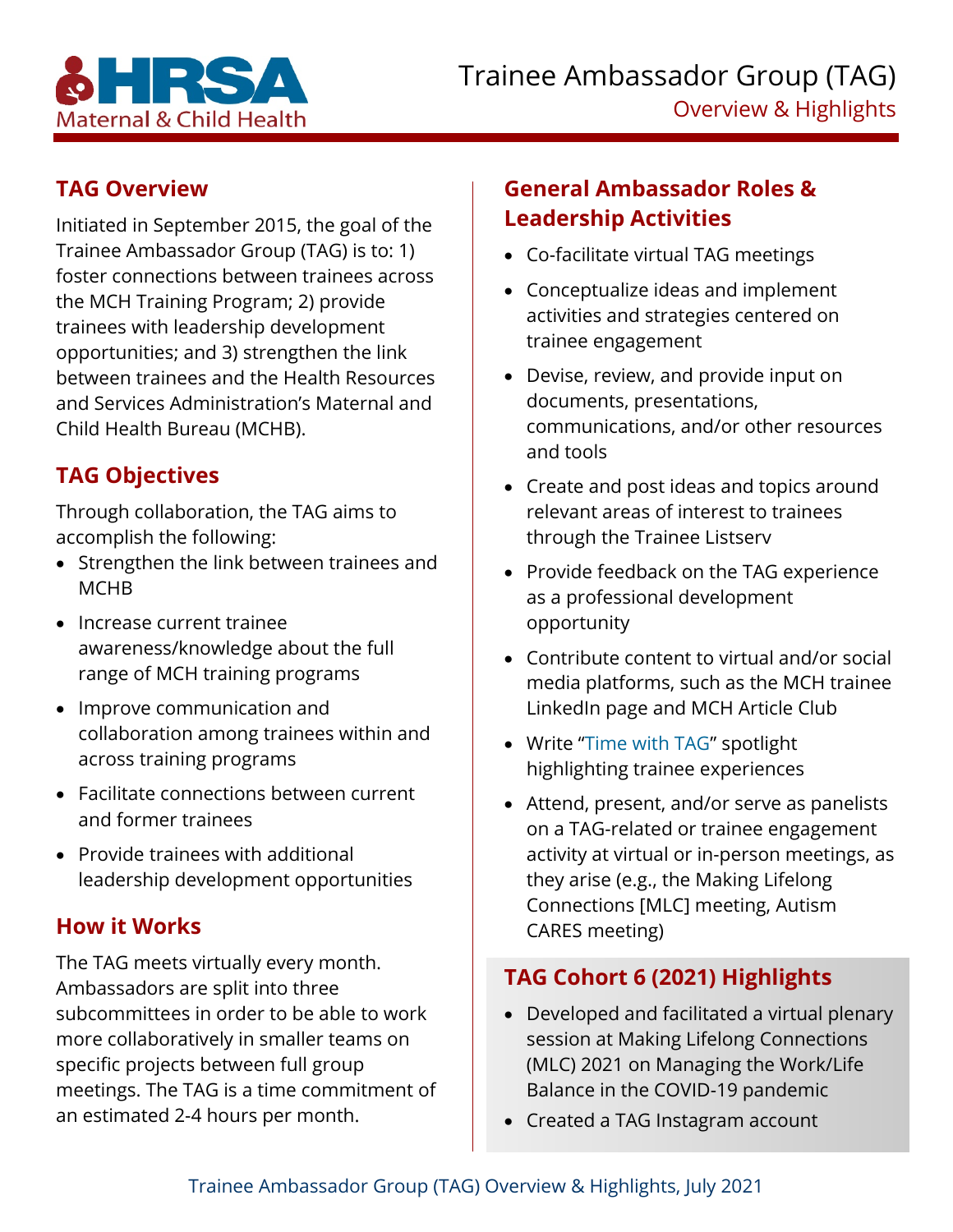# Trainee Ambassador Group (TAG)

## Overview & Highlights

## TAG Overview

Initiated in September 2015, the goal of the Trainee Ambassador Group (TAG) is to: 1) foster connections between trainees across the MCH Training Program; 2) provide trainees with leadership development opportunities; and 3) strengthen the link between trainees and the Health Resources and Services Administration's Maternal and Child Health Bureau (MCHB).

## TAG Objectives

Through collaboration, the TAG aims to accomplish the following:

- Strengthen the link between trainees and MCHB
- Increase current trainee awareness/knowledge about the full range of MCH training programs
- Improve communication and collaboration among trainees within and across training programs
- Facilitate connections between current and former trainees
- Provide trainees with additional leadership development opportunities

## How it Works

The TAG meets virtually every month. Ambassadors are split into three subcommittees in order to be able to work more collaboratively in smaller teams on specific projects between full group meetings. The TAG is a time commitment of an estimated 2-4 hours per month.

## General Ambassador Roles & Leadership Activities

- Co-facilitate virtual TAG meetings
- Conceptualize ideas and implement activities and strategies centered on trainee engagement
- Devise, review, and provide input on documents, presentations, communications, and/or other resources and tools
- Create and post ideas and topics around relevant areas of interest to trainees through the Trainee Listserv
- Provide feedback on the TAG experience as a professional development opportunity
- Contribute content to virtual and/or social media platforms, such as the MCH trainee LinkedIn page and MCH Article Club
- Write "Time with TAG" spotlight highlighting trainee experiences
- Attend, present, and/or serve as panelists on a TAG-related or trainee engagement activity at virtual or in-person meetings, as they arise (e.g., the Making Lifelong Connections [MLC] meeting, Autism CARES meeting)

## TAG Cohort 6 (2021) Highlights

- Developed and facilitated a virtual plenary session at Making Lifelong Connections (MLC) 2021 on Managing the Work/Life Balance in the COVID-19 pandemic
- Created a TAG Instagram account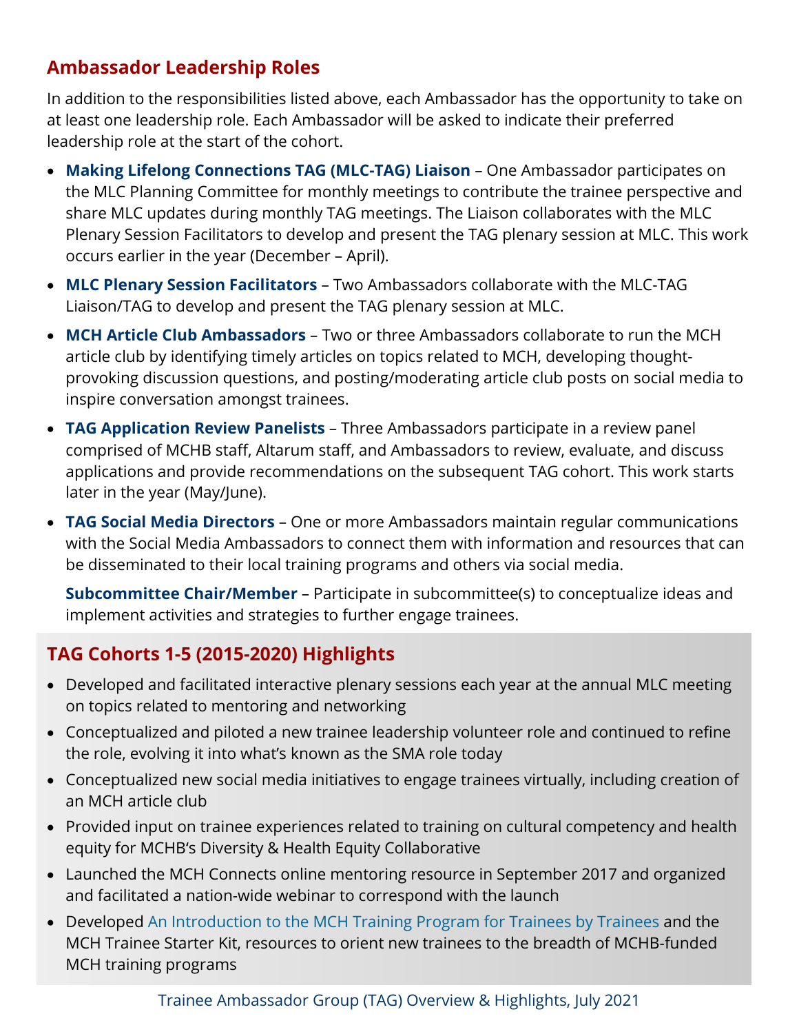## Ambassador Leadership Roles

In addition to the responsibilities listed above, each Ambassador has the opportunity to take on at least one leadership role. Each Ambassador will be asked to indicate their preferred leadership role at the start of the cohort.

- **Making Lifelong Connections TAG (MLC-TAG) Liaison** – One Ambassador participates on the MLC Planning Committee for monthly meetings to contribute the trainee perspective and share MLC updates during monthly TAG meetings. The Liaison collaborates with the MLC Plenary Session Facilitators to develop and present the TAG plenary session at MLC. This work occurs earlier in the year (December – April).
- **MLC Plenary Session Facilitators** – Two Ambassadors collaborate with the MLC-TAG Liaison/TAG to develop and present the TAG plenary session at MLC.
- **MCH Article Club Ambassadors** – Two or three Ambassadors collaborate to run the MCH article club by identifying timely articles on topics related to MCH, developing thought-provoking discussion questions, and posting/moderating article club posts on social media to inspire conversation amongst trainees.
- **TAG Application Review Panelists** – Three Ambassadors participate in a review panel comprised of MCHB staff, Altarum staff, and Ambassadors to review, evaluate, and discuss applications and provide recommendations on the subsequent TAG cohort. This work starts later in the year (May/June).
- **TAG Social Media Directors** – One or more Ambassadors maintain regular communications with the Social Media Ambassadors to connect them with information and resources that can be disseminated to their local training programs and others via social media.

  **Subcommittee Chair/Member** – Participate in subcommittee(s) to conceptualize ideas and implement activities and strategies to further engage trainees.

## TAG Cohorts 1-5 (2015-2020) Highlights

- Developed and facilitated interactive plenary sessions each year at the annual MLC meeting on topics related to mentoring and networking
- Conceptualized and piloted a new trainee leadership volunteer role and continued to refine the role, evolving it into what's known as the SMA role today
- Conceptualized new social media initiatives to engage trainees virtually, including creation of an MCH article club
- Provided input on trainee experiences related to training on cultural competency and health equity for MCHB's Diversity & Health Equity Collaborative
- Launched the MCH Connects online mentoring resource in September 2017 and organized and facilitated a nation-wide webinar to correspond with the launch
- Developed An Introduction to the MCH Training Program for Trainees by Trainees and the MCH Trainee Starter Kit, resources to orient new trainees to the breadth of MCHB-funded MCH training programs